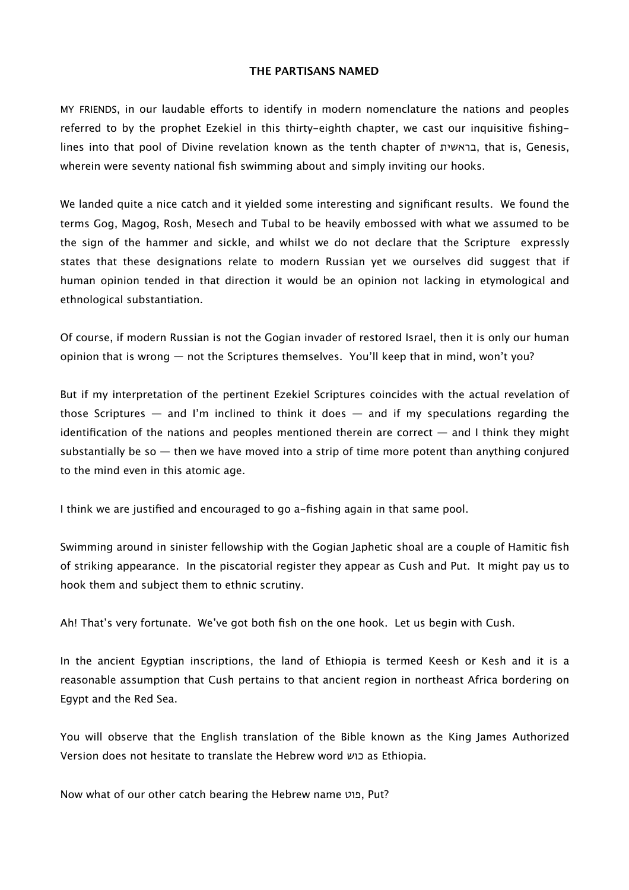# THE PARTISANS NAMED

MY FRIENDS, in our laudable efforts to identify in modern nomenclature the nations and peoples referred to by the prophet Ezekiel in this thirty-eighth chapter, we cast our inquisitive fishing-lines into that pool of Divine revelation known as the tenth chapter of בראשית, that is, Genesis, wherein were seventy national fish swimming about and simply inviting our hooks.

We landed quite a nice catch and it yielded some interesting and significant results. We found the terms Gog, Magog, Rosh, Mesech and Tubal to be heavily embossed with what we assumed to be the sign of the hammer and sickle, and whilst we do not declare that the Scripture expressly states that these designations relate to modern Russian yet we ourselves did suggest that if human opinion tended in that direction it would be an opinion not lacking in etymological and ethnological substantiation.

Of course, if modern Russian is not the Gogian invader of restored Israel, then it is only our human opinion that is wrong — not the Scriptures themselves. You'll keep that in mind, won't you?

But if my interpretation of the pertinent Ezekiel Scriptures coincides with the actual revelation of those Scriptures — and I'm inclined to think it does — and if my speculations regarding the identification of the nations and peoples mentioned therein are correct — and I think they might substantially be so — then we have moved into a strip of time more potent than anything conjured to the mind even in this atomic age.

I think we are justified and encouraged to go a-fishing again in that same pool.

Swimming around in sinister fellowship with the Gogian Japhetic shoal are a couple of Hamitic fish of striking appearance. In the piscatorial register they appear as Cush and Put. It might pay us to hook them and subject them to ethnic scrutiny.

Ah! That's very fortunate. We've got both fish on the one hook. Let us begin with Cush.

In the ancient Egyptian inscriptions, the land of Ethiopia is termed Keesh or Kesh and it is a reasonable assumption that Cush pertains to that ancient region in northeast Africa bordering on Egypt and the Red Sea.

You will observe that the English translation of the Bible known as the King James Authorized Version does not hesitate to translate the Hebrew word כוש as Ethiopia.

Now what of our other catch bearing the Hebrew name פוט, Put?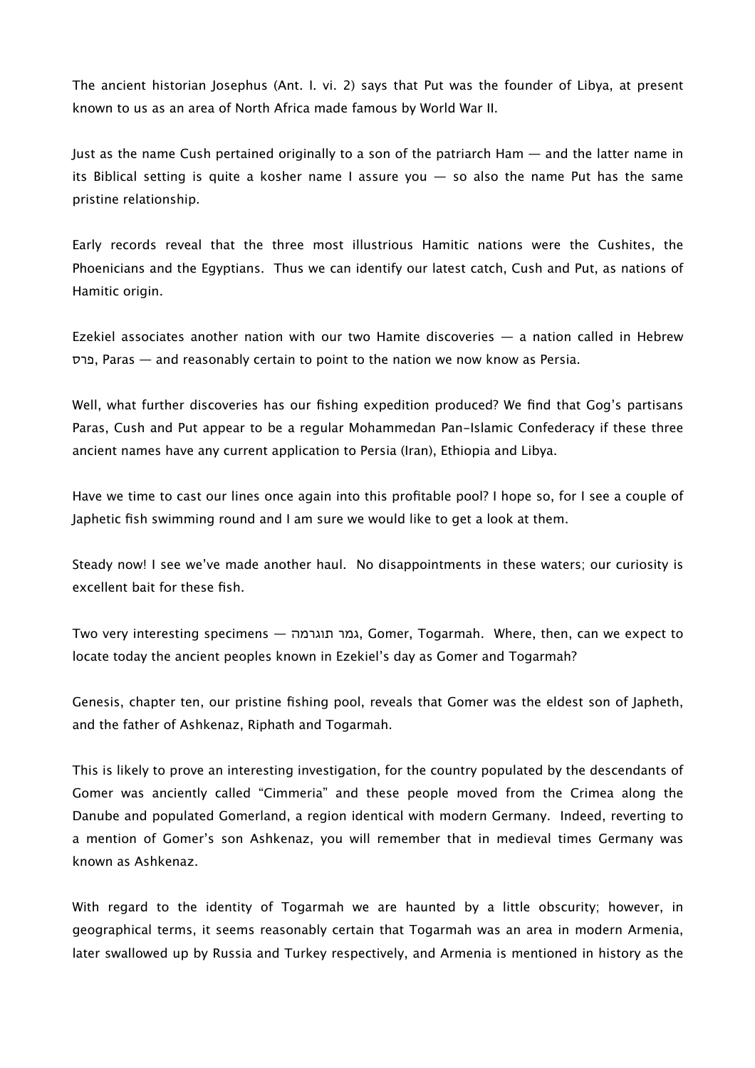The ancient historian Josephus (Ant. I. vi. 2) says that Put was the founder of Libya, at present known to us as an area of North Africa made famous by World War II.

Just as the name Cush pertained originally to a son of the patriarch Ham — and the latter name in its Biblical setting is quite a kosher name I assure you — so also the name Put has the same pristine relationship.

Early records reveal that the three most illustrious Hamitic nations were the Cushites, the Phoenicians and the Egyptians. Thus we can identify our latest catch, Cush and Put, as nations of Hamitic origin.

Ezekiel associates another nation with our two Hamite discoveries — a nation called in Hebrew פרס, Paras — and reasonably certain to point to the nation we now know as Persia.

Well, what further discoveries has our fishing expedition produced? We find that Gog's partisans Paras, Cush and Put appear to be a regular Mohammedan Pan-Islamic Confederacy if these three ancient names have any current application to Persia (Iran), Ethiopia and Libya.

Have we time to cast our lines once again into this profitable pool? I hope so, for I see a couple of Japhetic fish swimming round and I am sure we would like to get a look at them.

Steady now! I see we've made another haul. No disappointments in these waters; our curiosity is excellent bait for these fish.

Two very interesting specimens — גמר תוגרמה, Gomer, Togarmah. Where, then, can we expect to locate today the ancient peoples known in Ezekiel's day as Gomer and Togarmah?

Genesis, chapter ten, our pristine fishing pool, reveals that Gomer was the eldest son of Japheth, and the father of Ashkenaz, Riphath and Togarmah.

This is likely to prove an interesting investigation, for the country populated by the descendants of Gomer was anciently called "Cimmeria" and these people moved from the Crimea along the Danube and populated Gomerland, a region identical with modern Germany. Indeed, reverting to a mention of Gomer's son Ashkenaz, you will remember that in medieval times Germany was known as Ashkenaz.

With regard to the identity of Togarmah we are haunted by a little obscurity; however, in geographical terms, it seems reasonably certain that Togarmah was an area in modern Armenia, later swallowed up by Russia and Turkey respectively, and Armenia is mentioned in history as the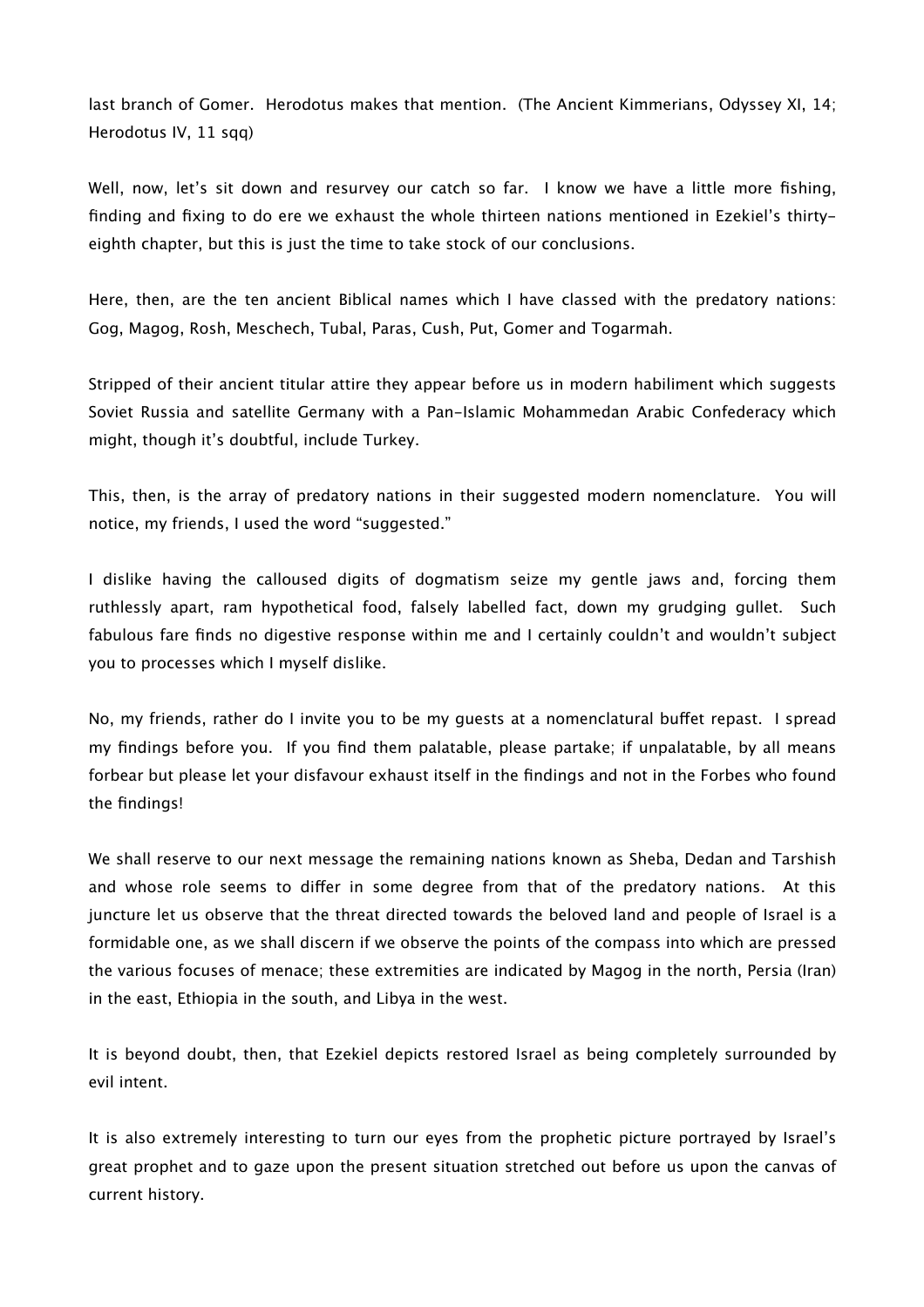last branch of Gomer. Herodotus makes that mention. (The Ancient Kimmerians, Odyssey XI, 14; Herodotus IV, 11 sqq)

Well, now, let's sit down and resurvey our catch so far. I know we have a little more fishing, finding and fixing to do ere we exhaust the whole thirteen nations mentioned in Ezekiel's thirty-eighth chapter, but this is just the time to take stock of our conclusions.

Here, then, are the ten ancient Biblical names which I have classed with the predatory nations: Gog, Magog, Rosh, Meschech, Tubal, Paras, Cush, Put, Gomer and Togarmah.

Stripped of their ancient titular attire they appear before us in modern habiliment which suggests Soviet Russia and satellite Germany with a Pan-Islamic Mohammedan Arabic Confederacy which might, though it's doubtful, include Turkey.

This, then, is the array of predatory nations in their suggested modern nomenclature. You will notice, my friends, I used the word "suggested."

I dislike having the calloused digits of dogmatism seize my gentle jaws and, forcing them ruthlessly apart, ram hypothetical food, falsely labelled fact, down my grudging gullet. Such fabulous fare finds no digestive response within me and I certainly couldn't and wouldn't subject you to processes which I myself dislike.

No, my friends, rather do I invite you to be my guests at a nomenclatural buffet repast. I spread my findings before you. If you find them palatable, please partake; if unpalatable, by all means forbear but please let your disfavour exhaust itself in the findings and not in the Forbes who found the findings!

We shall reserve to our next message the remaining nations known as Sheba, Dedan and Tarshish and whose role seems to differ in some degree from that of the predatory nations. At this juncture let us observe that the threat directed towards the beloved land and people of Israel is a formidable one, as we shall discern if we observe the points of the compass into which are pressed the various focuses of menace; these extremities are indicated by Magog in the north, Persia (Iran) in the east, Ethiopia in the south, and Libya in the west.

It is beyond doubt, then, that Ezekiel depicts restored Israel as being completely surrounded by evil intent.

It is also extremely interesting to turn our eyes from the prophetic picture portrayed by Israel's great prophet and to gaze upon the present situation stretched out before us upon the canvas of current history.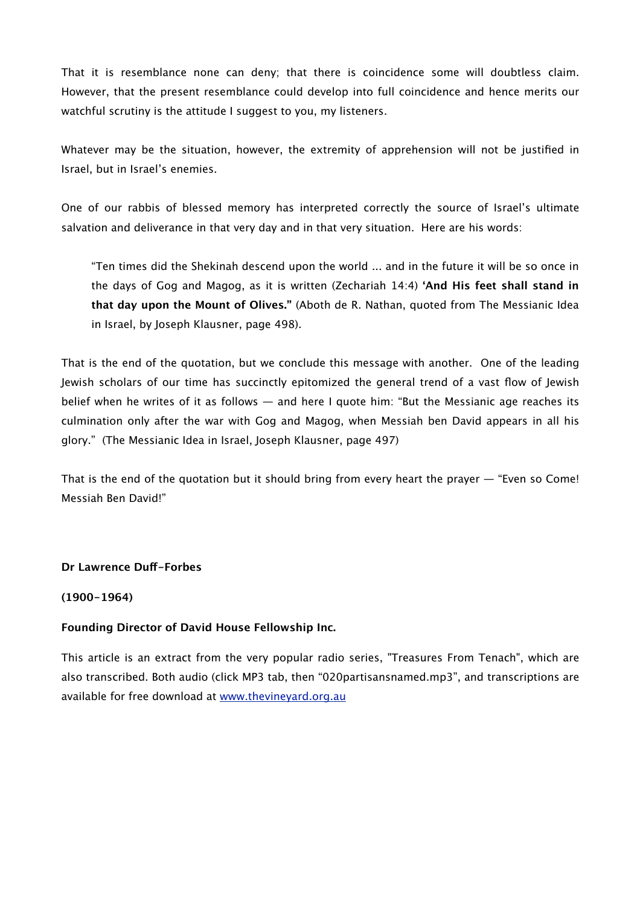That it is resemblance none can deny; that there is coincidence some will doubtless claim. However, that the present resemblance could develop into full coincidence and hence merits our watchful scrutiny is the attitude I suggest to you, my listeners.

Whatever may be the situation, however, the extremity of apprehension will not be justified in Israel, but in Israel's enemies.

One of our rabbis of blessed memory has interpreted correctly the source of Israel's ultimate salvation and deliverance in that very day and in that very situation. Here are his words:

> "Ten times did the Shekinah descend upon the world ... and in the future it will be so once in the days of Gog and Magog, as it is written (Zechariah 14:4) **'And His feet shall stand in that day upon the Mount of Olives."** (Aboth de R. Nathan, quoted from The Messianic Idea in Israel, by Joseph Klausner, page 498).

That is the end of the quotation, but we conclude this message with another. One of the leading Jewish scholars of our time has succinctly epitomized the general trend of a vast flow of Jewish belief when he writes of it as follows — and here I quote him: "But the Messianic age reaches its culmination only after the war with Gog and Magog, when Messiah ben David appears in all his glory." (The Messianic Idea in Israel, Joseph Klausner, page 497)

That is the end of the quotation but it should bring from every heart the prayer — "Even so Come! Messiah Ben David!"

**Dr Lawrence Duff-Forbes**

**(1900-1964)**

**Founding Director of David House Fellowship Inc.**

This article is an extract from the very popular radio series, "Treasures From Tenach", which are also transcribed. Both audio (click MP3 tab, then "020partisansnamed.mp3", and transcriptions are available for free download at [www.thevineyard.org.au](http://www.thevineyard.org.au)